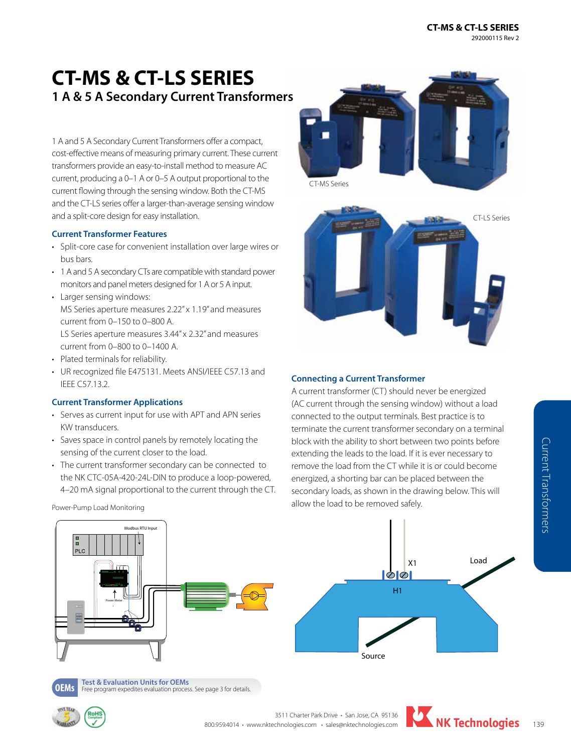# CT-MS & CT-LS SERIES

## 1 A & 5 A Secondary Current Transformers

1 A and 5 A Secondary Current Transformers offer a compact, cost-effective means of measuring primary current. These current transformers provide an easy-to-install method to measure AC current, producing a 0–1 A or 0–5 A output proportional to the current flowing through the sensing window. Both the CT-MS and the CT-LS series offer a larger-than-average sensing window and a split-core design for easy installation.

CT-MS Series

CT-LS Series

### Current Transformer Features

- Split-core case for convenient installation over large wires or bus bars.
- 1 A and 5 A secondary CTs are compatible with standard power monitors and panel meters designed for 1 A or 5 A input.
- Larger sensing windows:
  MS Series aperture measures 2.22" x 1.19" and measures current from 0–150 to 0–800 A.
  LS Series aperture measures 3.44" x 2.32" and measures current from 0–800 to 0–1400 A.
- Plated terminals for reliability.
- UR recognized file E475131. Meets ANSI/IEEE C57.13 and IEEE C57.13.2.

### Current Transformer Applications

- Serves as current input for use with APT and APN series KW transducers.
- Saves space in control panels by remotely locating the sensing of the current closer to the load.
- The current transformer secondary can be connected to the NK CTC-05A-420-24L-DIN to produce a loop-powered, 4–20 mA signal proportional to the current through the CT.

Power-Pump Load Monitoring

### Connecting a Current Transformer

A current transformer (CT) should never be energized (AC current through the sensing window) without a load connected to the output terminals. Best practice is to terminate the current transformer secondary on a terminal block with the ability to short between two points before extending the leads to the load. If it is ever necessary to remove the load from the CT while it is or could become energized, a shorting bar can be placed between the secondary loads, as shown in the drawing below. This will allow the load to be removed safely.

**OEMs** Test & Evaluation Units for OEMs
Free program expedites evaluation process. See page 3 for details.

3511 Charter Park Drive • San Jose, CA 95136
800.959.4014 • www.nktechnologies.com • sales@nktechnologies.com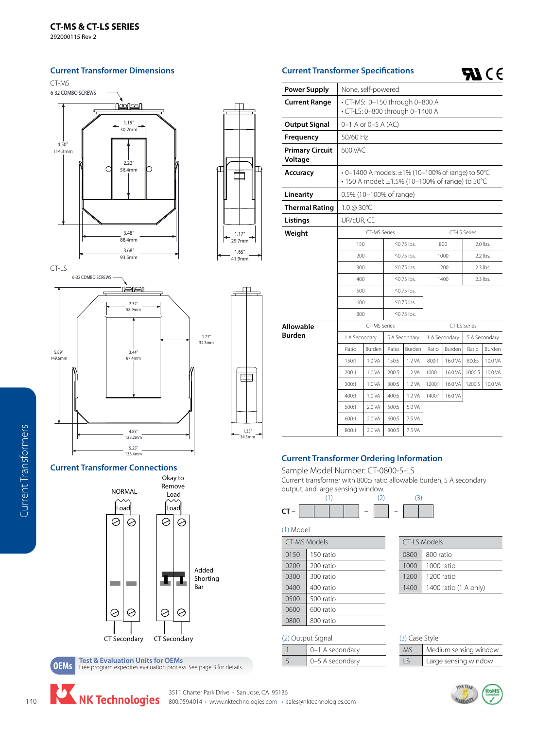# CT-MS & CT-LS SERIES

292000115 Rev 2

## Current Transformer Dimensions

CT-MS

6-32 COMBO SCREWS

1.19"
30.2mm

4.50"
114.3mm

2.22"
56.4mm

3.48"
88.4mm

3.68"
93.5mm

1.17"
29.7mm

1.65"
41.9mm

CT-LS

6-32 COMBO SCREWS

2.32"
58.9mm

1.27"
32.3mm

5.89"
149.6mm

3.44"
87.4mm

4.85"
123.2mm

5.25"
133.4mm

1.35"
34.3mm

## Current Transformer Connections

NORMAL

Okay to Remove Load

Load

Load

Added Shorting Bar

CT Secondary

CT Secondary

**OEMs** Test & Evaluation Units for OEMs
Free program expedites evaluation process. See page 3 for details.

## Current Transformer Specifications

| | |
|---|---|
| **Power Supply** | None, self-powered |
| **Current Range** | • CT-MS: 0–150 through 0–800 A<br>• CT-LS: 0–800 through 0–1400 A |
| **Output Signal** | 0–1 A or 0–5 A (AC) |
| **Frequency** | 50/60 Hz |
| **Primary Circuit Voltage** | 600 VAC |
| **Accuracy** | • 0–1400 A models: ±1% (10–100% of range) to 50°C<br>• 150 A model: ±1.5% (10–100% of range) to 50°C |
| **Linearity** | 0.5% (10–100% of range) |
| **Thermal Rating** | 1.0 @ 30°C |
| **Listings** | UR/cUR, CE |

**Weight**

| CT-MS Series | | CT-LS Series | |
|---|---|---|---|
| 150 | <0.75 lbs. | 800 | 2.0 lbs. |
| 200 | <0.75 lbs. | 1000 | 2.2 lbs. |
| 300 | <0.75 lbs. | 1200 | 2.3 lbs. |
| 400 | <0.75 lbs. | 1400 | 2.3 lbs. |
| 500 | <0.75 lbs. | | |
| 600 | <0.75 lbs. | | |
| 800 | <0.75 lbs. | | |

**Allowable Burden**

| CT-MS Series | | | | CT-LS Series | | | |
|---|---|---|---|---|---|---|---|
| 1 A Secondary | | 5 A Secondary | | 1 A Secondary | | 5 A Secondary | |
| Ratio | Burden | Ratio | Burden | Ratio | Burden | Ratio | Burden |
| 150:1 | 1.0 VA | 150:5 | 1.2 VA | 800:1 | 16.0 VA | 800:5 | 10.0 VA |
| 200:1 | 1.0 VA | 200:5 | 1.2 VA | 1000:1 | 16.0 VA | 1000:5 | 10.0 VA |
| 300:1 | 1.0 VA | 300:5 | 1.2 VA | 1200:1 | 16.0 VA | 1200:5 | 10.0 VA |
| 400:1 | 1.0 VA | 400:5 | 1.2 VA | 1400:1 | 16.0 VA | | |
| 500:1 | 2.0 VA | 500:5 | 5.0 VA | | | | |
| 600:1 | 2.0 VA | 600:5 | 7.5 VA | | | | |
| 800:1 | 2.0 VA | 800:5 | 7.5 VA | | | | |

## Current Transformer Ordering Information

Sample Model Number: CT-0800-5-LS

Current transformer with 800:5 ratio allowable burden, 5 A secondary output, and large sensing window.

CT – [(1)] – [(2)] – [(3)]

(1) Model

| CT-MS Models | |
|---|---|
| 0150 | 150 ratio |
| 0200 | 200 ratio |
| 0300 | 300 ratio |
| 0400 | 400 ratio |
| 0500 | 500 ratio |
| 0600 | 600 ratio |
| 0800 | 800 ratio |

| CT-LS Models | |
|---|---|
| 0800 | 800 ratio |
| 1000 | 1000 ratio |
| 1200 | 1200 ratio |
| 1400 | 1400 ratio (1 A only) |

(2) Output Signal

| | |
|---|---|
| 1 | 0–1 A secondary |
| 5 | 0–5 A secondary |

(3) Case Style

| | |
|---|---|
| MS | Medium sensing window |
| LS | Large sensing window |

NK Technologies
3511 Charter Park Drive • San Jose, CA 95136
800.959.4014 • www.nktechnologies.com • sales@nktechnologies.com